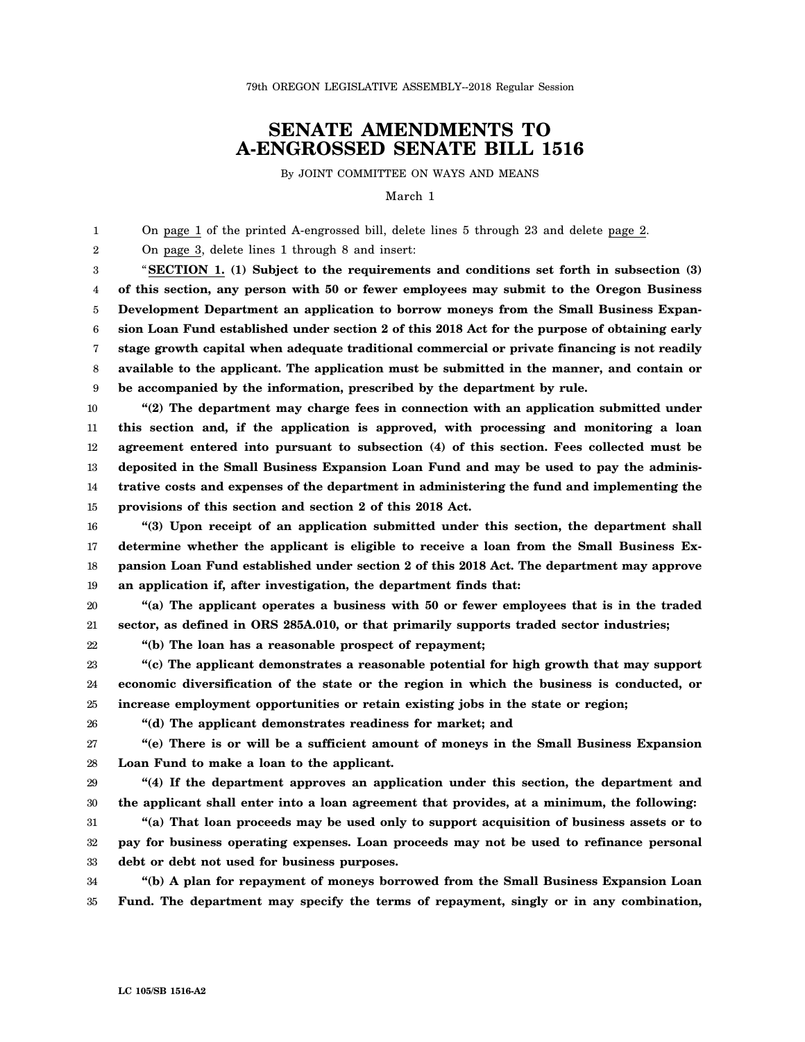79th OREGON LEGISLATIVE ASSEMBLY--2018 Regular Session

# SENATE AMENDMENTS TO A-ENGROSSED SENATE BILL 1516

By JOINT COMMITTEE ON WAYS AND MEANS

March 1

On page 1 of the printed A-engrossed bill, delete lines 5 through 23 and delete page 2.

On page 3, delete lines 1 through 8 and insert:

"**SECTION 1. (1) Subject to the requirements and conditions set forth in subsection (3) of this section, any person with 50 or fewer employees may submit to the Oregon Business Development Department an application to borrow moneys from the Small Business Expansion Loan Fund established under section 2 of this 2018 Act for the purpose of obtaining early stage growth capital when adequate traditional commercial or private financing is not readily available to the applicant. The application must be submitted in the manner, and contain or be accompanied by the information, prescribed by the department by rule.**

**"(2) The department may charge fees in connection with an application submitted under this section and, if the application is approved, with processing and monitoring a loan agreement entered into pursuant to subsection (4) of this section. Fees collected must be deposited in the Small Business Expansion Loan Fund and may be used to pay the administrative costs and expenses of the department in administering the fund and implementing the provisions of this section and section 2 of this 2018 Act.**

**"(3) Upon receipt of an application submitted under this section, the department shall determine whether the applicant is eligible to receive a loan from the Small Business Expansion Loan Fund established under section 2 of this 2018 Act. The department may approve an application if, after investigation, the department finds that:**

**"(a) The applicant operates a business with 50 or fewer employees that is in the traded sector, as defined in ORS 285A.010, or that primarily supports traded sector industries;**

**"(b) The loan has a reasonable prospect of repayment;**

**"(c) The applicant demonstrates a reasonable potential for high growth that may support economic diversification of the state or the region in which the business is conducted, or increase employment opportunities or retain existing jobs in the state or region;**

**"(d) The applicant demonstrates readiness for market; and**

**"(e) There is or will be a sufficient amount of moneys in the Small Business Expansion Loan Fund to make a loan to the applicant.**

**"(4) If the department approves an application under this section, the department and the applicant shall enter into a loan agreement that provides, at a minimum, the following:**

**"(a) That loan proceeds may be used only to support acquisition of business assets or to pay for business operating expenses. Loan proceeds may not be used to refinance personal debt or debt not used for business purposes.**

**"(b) A plan for repayment of moneys borrowed from the Small Business Expansion Loan Fund. The department may specify the terms of repayment, singly or in any combination,**

LC 105/SB 1516-A2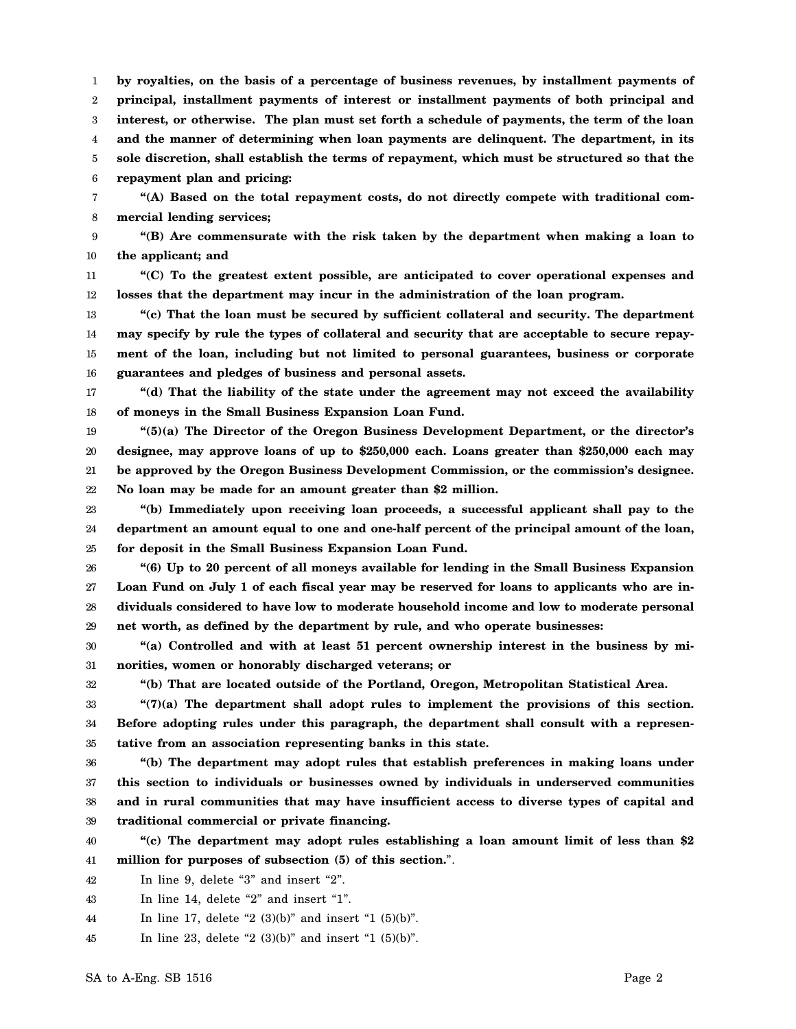**by royalties, on the basis of a percentage of business revenues, by installment payments of principal, installment payments of interest or installment payments of both principal and interest, or otherwise. The plan must set forth a schedule of payments, the term of the loan and the manner of determining when loan payments are delinquent. The department, in its sole discretion, shall establish the terms of repayment, which must be structured so that the repayment plan and pricing:**

**"(A) Based on the total repayment costs, do not directly compete with traditional commercial lending services;**

**"(B) Are commensurate with the risk taken by the department when making a loan to the applicant; and**

**"(C) To the greatest extent possible, are anticipated to cover operational expenses and losses that the department may incur in the administration of the loan program.**

**"(c) That the loan must be secured by sufficient collateral and security. The department may specify by rule the types of collateral and security that are acceptable to secure repayment of the loan, including but not limited to personal guarantees, business or corporate guarantees and pledges of business and personal assets.**

**"(d) That the liability of the state under the agreement may not exceed the availability of moneys in the Small Business Expansion Loan Fund.**

**"(5)(a) The Director of the Oregon Business Development Department, or the director's designee, may approve loans of up to $250,000 each. Loans greater than $250,000 each may be approved by the Oregon Business Development Commission, or the commission's designee. No loan may be made for an amount greater than $2 million.**

**"(b) Immediately upon receiving loan proceeds, a successful applicant shall pay to the department an amount equal to one and one-half percent of the principal amount of the loan, for deposit in the Small Business Expansion Loan Fund.**

**"(6) Up to 20 percent of all moneys available for lending in the Small Business Expansion Loan Fund on July 1 of each fiscal year may be reserved for loans to applicants who are individuals considered to have low to moderate household income and low to moderate personal net worth, as defined by the department by rule, and who operate businesses:**

**"(a) Controlled and with at least 51 percent ownership interest in the business by minorities, women or honorably discharged veterans; or**

**"(b) That are located outside of the Portland, Oregon, Metropolitan Statistical Area.**

**"(7)(a) The department shall adopt rules to implement the provisions of this section. Before adopting rules under this paragraph, the department shall consult with a representative from an association representing banks in this state.**

**"(b) The department may adopt rules that establish preferences in making loans under this section to individuals or businesses owned by individuals in underserved communities and in rural communities that may have insufficient access to diverse types of capital and traditional commercial or private financing.**

**"(c) The department may adopt rules establishing a loan amount limit of less than $2 million for purposes of subsection (5) of this section.**".

In line 9, delete "3" and insert "2".

In line 14, delete "2" and insert "1".

In line 17, delete "2 (3)(b)" and insert "1 (5)(b)".

In line 23, delete "2 (3)(b)" and insert "1 (5)(b)".

SA to A-Eng. SB 1516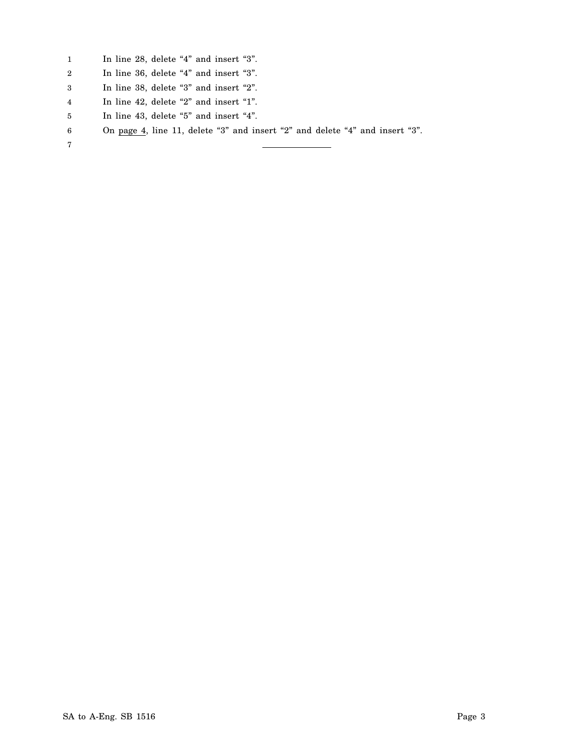In line 28, delete “4” and insert “3”.

In line 36, delete “4” and insert “3”.

In line 38, delete “3” and insert “2”.

In line 42, delete “2” and insert “1”.

In line 43, delete “5” and insert “4”.

On page 4, line 11, delete “3” and insert “2” and delete “4” and insert “3”.

---